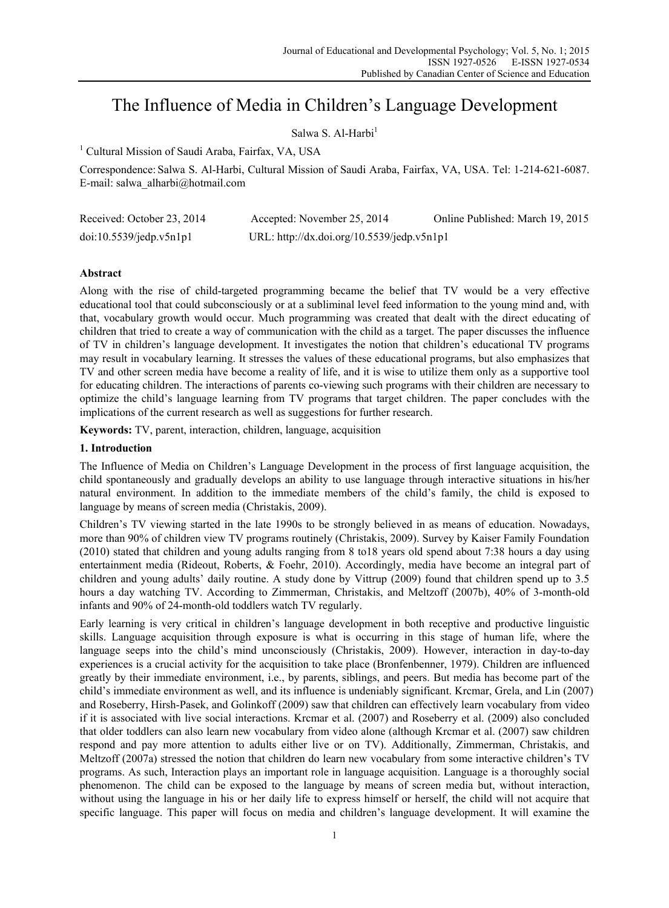# The Influence of Media in Children's Language Development

Salwa S. Al-Harbi[1]

[1] Cultural Mission of Saudi Araba, Fairfax, VA, USA

Correspondence: Salwa S. Al-Harbi, Cultural Mission of Saudi Araba, Fairfax, VA, USA. Tel: 1-214-621-6087. E-mail: salwa_alharbi@hotmail.com

Received: October 23, 2014 Accepted: November 25, 2014 Online Published: March 19, 2015

doi:10.5539/jedp.v5n1p1 URL: http://dx.doi.org/10.5539/jedp.v5n1p1

## Abstract

Along with the rise of child-targeted programming became the belief that TV would be a very effective educational tool that could subconsciously or at a subliminal level feed information to the young mind and, with that, vocabulary growth would occur. Much programming was created that dealt with the direct educating of children that tried to create a way of communication with the child as a target. The paper discusses the influence of TV in children's language development. It investigates the notion that children's educational TV programs may result in vocabulary learning. It stresses the values of these educational programs, but also emphasizes that TV and other screen media have become a reality of life, and it is wise to utilize them only as a supportive tool for educating children. The interactions of parents co-viewing such programs with their children are necessary to optimize the child's language learning from TV programs that target children. The paper concludes with the implications of the current research as well as suggestions for further research.

**Keywords:** TV, parent, interaction, children, language, acquisition

## 1. Introduction

The Influence of Media on Children's Language Development in the process of first language acquisition, the child spontaneously and gradually develops an ability to use language through interactive situations in his/her natural environment. In addition to the immediate members of the child's family, the child is exposed to language by means of screen media (Christakis, 2009).

Children's TV viewing started in the late 1990s to be strongly believed in as means of education. Nowadays, more than 90% of children view TV programs routinely (Christakis, 2009). Survey by Kaiser Family Foundation (2010) stated that children and young adults ranging from 8 to18 years old spend about 7:38 hours a day using entertainment media (Rideout, Roberts, & Foehr, 2010). Accordingly, media have become an integral part of children and young adults' daily routine. A study done by Vittrup (2009) found that children spend up to 3.5 hours a day watching TV. According to Zimmerman, Christakis, and Meltzoff (2007b), 40% of 3-month-old infants and 90% of 24-month-old toddlers watch TV regularly.

Early learning is very critical in children's language development in both receptive and productive linguistic skills. Language acquisition through exposure is what is occurring in this stage of human life, where the language seeps into the child's mind unconsciously (Christakis, 2009). However, interaction in day-to-day experiences is a crucial activity for the acquisition to take place (Bronfenbenner, 1979). Children are influenced greatly by their immediate environment, i.e., by parents, siblings, and peers. But media has become part of the child's immediate environment as well, and its influence is undeniably significant. Krcmar, Grela, and Lin (2007) and Roseberry, Hirsh-Pasek, and Golinkoff (2009) saw that children can effectively learn vocabulary from video if it is associated with live social interactions. Krcmar et al. (2007) and Roseberry et al. (2009) also concluded that older toddlers can also learn new vocabulary from video alone (although Krcmar et al. (2007) saw children respond and pay more attention to adults either live or on TV). Additionally, Zimmerman, Christakis, and Meltzoff (2007a) stressed the notion that children do learn new vocabulary from some interactive children's TV programs. As such, Interaction plays an important role in language acquisition. Language is a thoroughly social phenomenon. The child can be exposed to the language by means of screen media but, without interaction, without using the language in his or her daily life to express himself or herself, the child will not acquire that specific language. This paper will focus on media and children's language development. It will examine the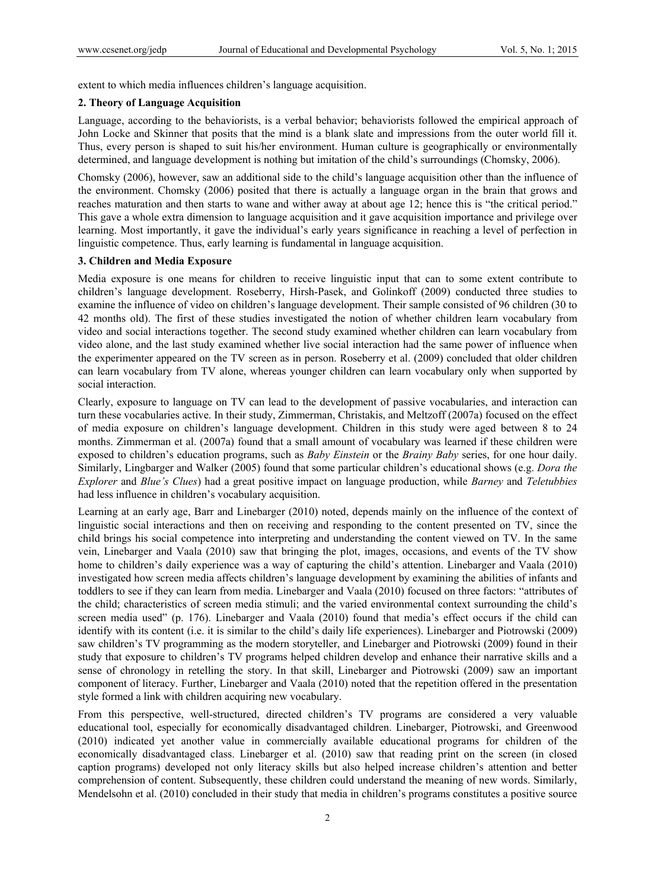extent to which media influences children's language acquisition.

## 2. Theory of Language Acquisition

Language, according to the behaviorists, is a verbal behavior; behaviorists followed the empirical approach of John Locke and Skinner that posits that the mind is a blank slate and impressions from the outer world fill it. Thus, every person is shaped to suit his/her environment. Human culture is geographically or environmentally determined, and language development is nothing but imitation of the child's surroundings (Chomsky, 2006).

Chomsky (2006), however, saw an additional side to the child's language acquisition other than the influence of the environment. Chomsky (2006) posited that there is actually a language organ in the brain that grows and reaches maturation and then starts to wane and wither away at about age 12; hence this is "the critical period." This gave a whole extra dimension to language acquisition and it gave acquisition importance and privilege over learning. Most importantly, it gave the individual's early years significance in reaching a level of perfection in linguistic competence. Thus, early learning is fundamental in language acquisition.

## 3. Children and Media Exposure

Media exposure is one means for children to receive linguistic input that can to some extent contribute to children's language development. Roseberry, Hirsh-Pasek, and Golinkoff (2009) conducted three studies to examine the influence of video on children's language development. Their sample consisted of 96 children (30 to 42 months old). The first of these studies investigated the notion of whether children learn vocabulary from video and social interactions together. The second study examined whether children can learn vocabulary from video alone, and the last study examined whether live social interaction had the same power of influence when the experimenter appeared on the TV screen as in person. Roseberry et al. (2009) concluded that older children can learn vocabulary from TV alone, whereas younger children can learn vocabulary only when supported by social interaction.

Clearly, exposure to language on TV can lead to the development of passive vocabularies, and interaction can turn these vocabularies active. In their study, Zimmerman, Christakis, and Meltzoff (2007a) focused on the effect of media exposure on children's language development. Children in this study were aged between 8 to 24 months. Zimmerman et al. (2007a) found that a small amount of vocabulary was learned if these children were exposed to children's education programs, such as *Baby Einstein* or the *Brainy Baby* series, for one hour daily. Similarly, Lingbarger and Walker (2005) found that some particular children's educational shows (e.g. *Dora the Explorer* and *Blue's Clues*) had a great positive impact on language production, while *Barney* and *Teletubbies* had less influence in children's vocabulary acquisition.

Learning at an early age, Barr and Linebarger (2010) noted, depends mainly on the influence of the context of linguistic social interactions and then on receiving and responding to the content presented on TV, since the child brings his social competence into interpreting and understanding the content viewed on TV. In the same vein, Linebarger and Vaala (2010) saw that bringing the plot, images, occasions, and events of the TV show home to children's daily experience was a way of capturing the child's attention. Linebarger and Vaala (2010) investigated how screen media affects children's language development by examining the abilities of infants and toddlers to see if they can learn from media. Linebarger and Vaala (2010) focused on three factors: "attributes of the child; characteristics of screen media stimuli; and the varied environmental context surrounding the child's screen media used" (p. 176). Linebarger and Vaala (2010) found that media's effect occurs if the child can identify with its content (i.e. it is similar to the child's daily life experiences). Linebarger and Piotrowski (2009) saw children's TV programming as the modern storyteller, and Linebarger and Piotrowski (2009) found in their study that exposure to children's TV programs helped children develop and enhance their narrative skills and a sense of chronology in retelling the story. In that skill, Linebarger and Piotrowski (2009) saw an important component of literacy. Further, Linebarger and Vaala (2010) noted that the repetition offered in the presentation style formed a link with children acquiring new vocabulary.

From this perspective, well-structured, directed children's TV programs are considered a very valuable educational tool, especially for economically disadvantaged children. Linebarger, Piotrowski, and Greenwood (2010) indicated yet another value in commercially available educational programs for children of the economically disadvantaged class. Linebarger et al. (2010) saw that reading print on the screen (in closed caption programs) developed not only literacy skills but also helped increase children's attention and better comprehension of content. Subsequently, these children could understand the meaning of new words. Similarly, Mendelsohn et al. (2010) concluded in their study that media in children's programs constitutes a positive source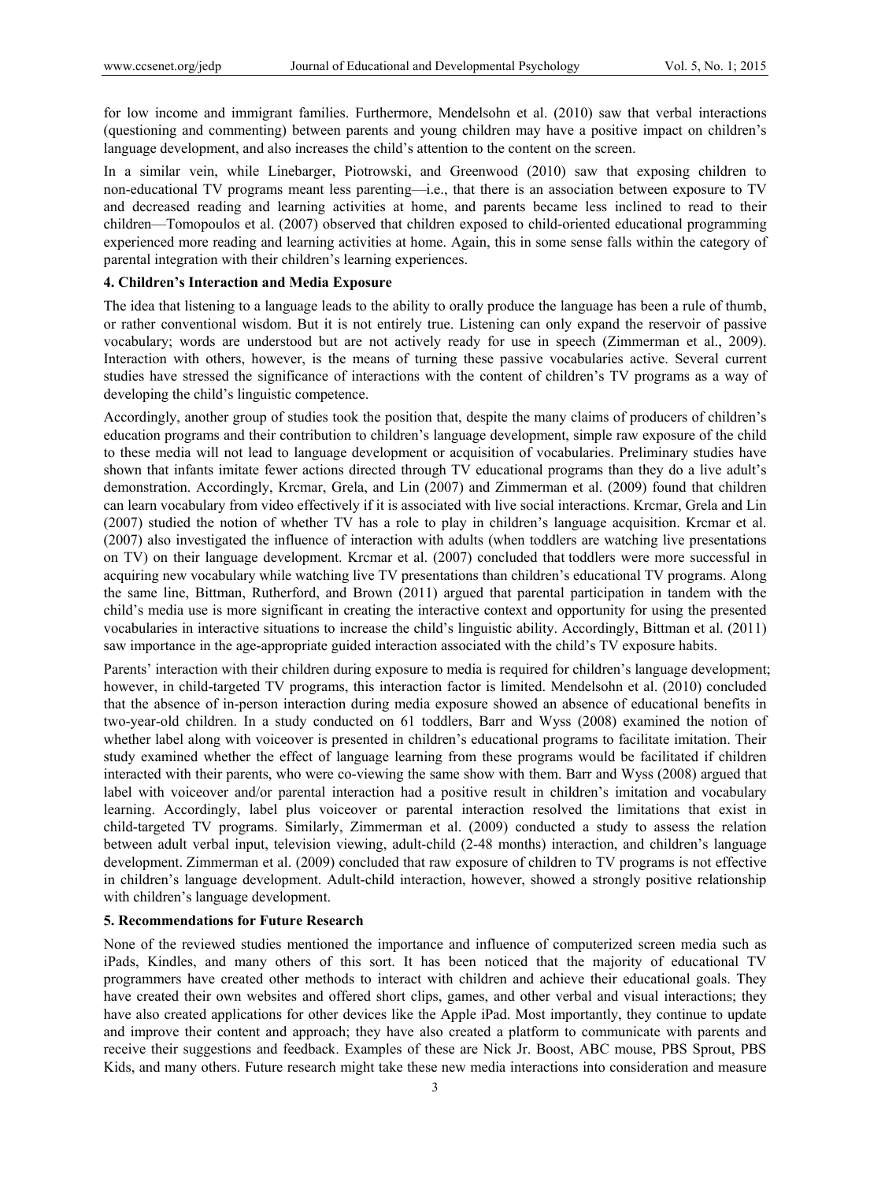for low income and immigrant families. Furthermore, Mendelsohn et al. (2010) saw that verbal interactions (questioning and commenting) between parents and young children may have a positive impact on children's language development, and also increases the child's attention to the content on the screen.

In a similar vein, while Linebarger, Piotrowski, and Greenwood (2010) saw that exposing children to non-educational TV programs meant less parenting—i.e., that there is an association between exposure to TV and decreased reading and learning activities at home, and parents became less inclined to read to their children—Tomopoulos et al. (2007) observed that children exposed to child-oriented educational programming experienced more reading and learning activities at home. Again, this in some sense falls within the category of parental integration with their children's learning experiences.

## 4. Children's Interaction and Media Exposure

The idea that listening to a language leads to the ability to orally produce the language has been a rule of thumb, or rather conventional wisdom. But it is not entirely true. Listening can only expand the reservoir of passive vocabulary; words are understood but are not actively ready for use in speech (Zimmerman et al., 2009). Interaction with others, however, is the means of turning these passive vocabularies active. Several current studies have stressed the significance of interactions with the content of children's TV programs as a way of developing the child's linguistic competence.

Accordingly, another group of studies took the position that, despite the many claims of producers of children's education programs and their contribution to children's language development, simple raw exposure of the child to these media will not lead to language development or acquisition of vocabularies. Preliminary studies have shown that infants imitate fewer actions directed through TV educational programs than they do a live adult's demonstration. Accordingly, Krcmar, Grela, and Lin (2007) and Zimmerman et al. (2009) found that children can learn vocabulary from video effectively if it is associated with live social interactions. Krcmar, Grela and Lin (2007) studied the notion of whether TV has a role to play in children's language acquisition. Krcmar et al. (2007) also investigated the influence of interaction with adults (when toddlers are watching live presentations on TV) on their language development. Krcmar et al. (2007) concluded that toddlers were more successful in acquiring new vocabulary while watching live TV presentations than children's educational TV programs. Along the same line, Bittman, Rutherford, and Brown (2011) argued that parental participation in tandem with the child's media use is more significant in creating the interactive context and opportunity for using the presented vocabularies in interactive situations to increase the child's linguistic ability. Accordingly, Bittman et al. (2011) saw importance in the age-appropriate guided interaction associated with the child's TV exposure habits.

Parents' interaction with their children during exposure to media is required for children's language development; however, in child-targeted TV programs, this interaction factor is limited. Mendelsohn et al. (2010) concluded that the absence of in-person interaction during media exposure showed an absence of educational benefits in two-year-old children. In a study conducted on 61 toddlers, Barr and Wyss (2008) examined the notion of whether label along with voiceover is presented in children's educational programs to facilitate imitation. Their study examined whether the effect of language learning from these programs would be facilitated if children interacted with their parents, who were co-viewing the same show with them. Barr and Wyss (2008) argued that label with voiceover and/or parental interaction had a positive result in children's imitation and vocabulary learning. Accordingly, label plus voiceover or parental interaction resolved the limitations that exist in child-targeted TV programs. Similarly, Zimmerman et al. (2009) conducted a study to assess the relation between adult verbal input, television viewing, adult-child (2-48 months) interaction, and children's language development. Zimmerman et al. (2009) concluded that raw exposure of children to TV programs is not effective in children's language development. Adult-child interaction, however, showed a strongly positive relationship with children's language development.

## 5. Recommendations for Future Research

None of the reviewed studies mentioned the importance and influence of computerized screen media such as iPads, Kindles, and many others of this sort. It has been noticed that the majority of educational TV programmers have created other methods to interact with children and achieve their educational goals. They have created their own websites and offered short clips, games, and other verbal and visual interactions; they have also created applications for other devices like the Apple iPad. Most importantly, they continue to update and improve their content and approach; they have also created a platform to communicate with parents and receive their suggestions and feedback. Examples of these are Nick Jr. Boost, ABC mouse, PBS Sprout, PBS Kids, and many others. Future research might take these new media interactions into consideration and measure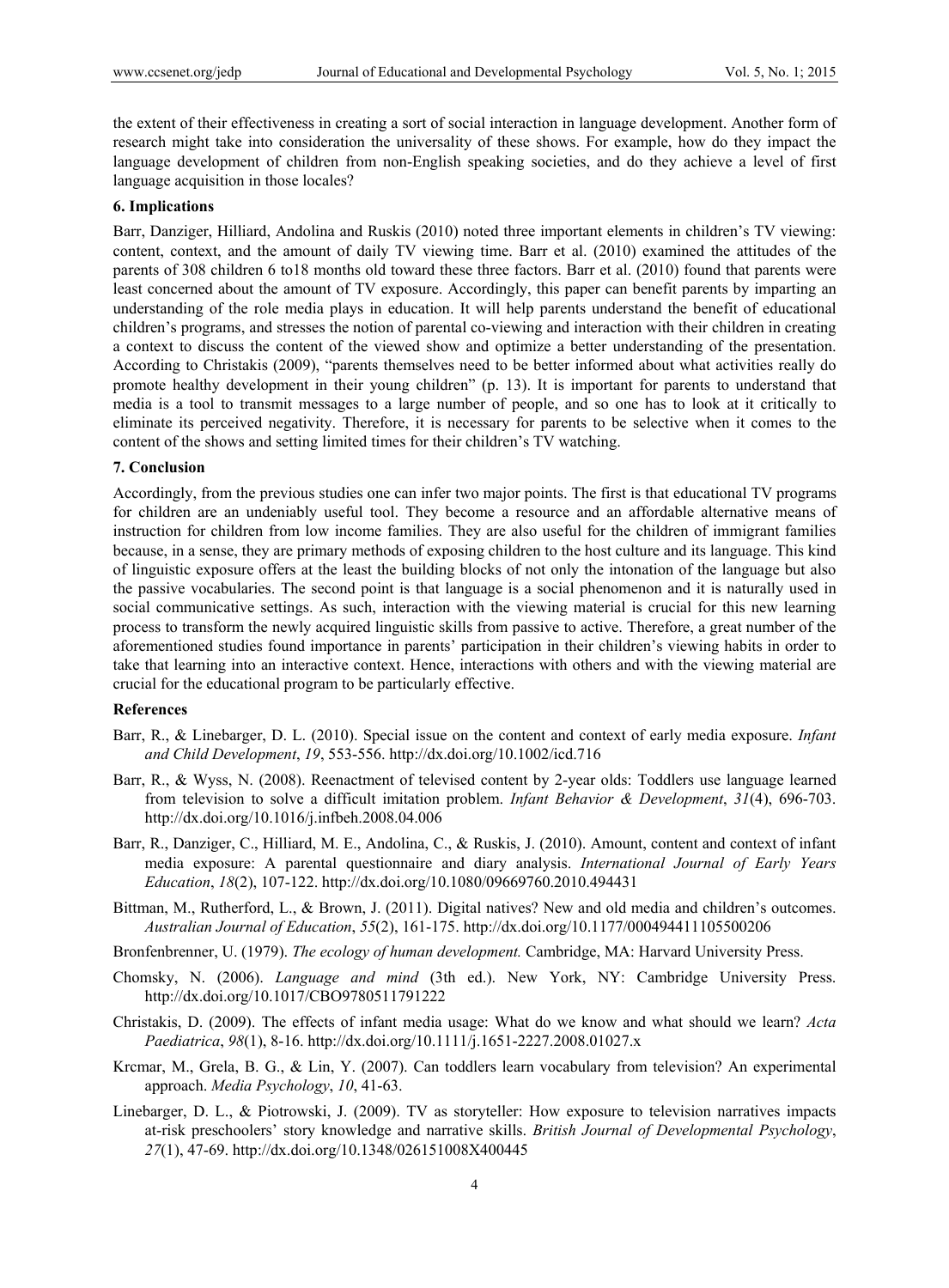the extent of their effectiveness in creating a sort of social interaction in language development. Another form of research might take into consideration the universality of these shows. For example, how do they impact the language development of children from non-English speaking societies, and do they achieve a level of first language acquisition in those locales?

## 6. Implications

Barr, Danziger, Hilliard, Andolina and Ruskis (2010) noted three important elements in children's TV viewing: content, context, and the amount of daily TV viewing time. Barr et al. (2010) examined the attitudes of the parents of 308 children 6 to18 months old toward these three factors. Barr et al. (2010) found that parents were least concerned about the amount of TV exposure. Accordingly, this paper can benefit parents by imparting an understanding of the role media plays in education. It will help parents understand the benefit of educational children's programs, and stresses the notion of parental co-viewing and interaction with their children in creating a context to discuss the content of the viewed show and optimize a better understanding of the presentation. According to Christakis (2009), "parents themselves need to be better informed about what activities really do promote healthy development in their young children" (p. 13). It is important for parents to understand that media is a tool to transmit messages to a large number of people, and so one has to look at it critically to eliminate its perceived negativity. Therefore, it is necessary for parents to be selective when it comes to the content of the shows and setting limited times for their children's TV watching.

## 7. Conclusion

Accordingly, from the previous studies one can infer two major points. The first is that educational TV programs for children are an undeniably useful tool. They become a resource and an affordable alternative means of instruction for children from low income families. They are also useful for the children of immigrant families because, in a sense, they are primary methods of exposing children to the host culture and its language. This kind of linguistic exposure offers at the least the building blocks of not only the intonation of the language but also the passive vocabularies. The second point is that language is a social phenomenon and it is naturally used in social communicative settings. As such, interaction with the viewing material is crucial for this new learning process to transform the newly acquired linguistic skills from passive to active. Therefore, a great number of the aforementioned studies found importance in parents' participation in their children's viewing habits in order to take that learning into an interactive context. Hence, interactions with others and with the viewing material are crucial for the educational program to be particularly effective.

## References

Barr, R., & Linebarger, D. L. (2010). Special issue on the content and context of early media exposure. *Infant and Child Development*, *19*, 553-556. http://dx.doi.org/10.1002/icd.716

Barr, R., & Wyss, N. (2008). Reenactment of televised content by 2-year olds: Toddlers use language learned from television to solve a difficult imitation problem. *Infant Behavior & Development*, *31*(4), 696-703. http://dx.doi.org/10.1016/j.infbeh.2008.04.006

Barr, R., Danziger, C., Hilliard, M. E., Andolina, C., & Ruskis, J. (2010). Amount, content and context of infant media exposure: A parental questionnaire and diary analysis. *International Journal of Early Years Education*, *18*(2), 107-122. http://dx.doi.org/10.1080/09669760.2010.494431

Bittman, M., Rutherford, L., & Brown, J. (2011). Digital natives? New and old media and children's outcomes. *Australian Journal of Education*, *55*(2), 161-175. http://dx.doi.org/10.1177/000494411105500206

Bronfenbrenner, U. (1979). *The ecology of human development.* Cambridge, MA: Harvard University Press.

Chomsky, N. (2006). *Language and mind* (3th ed.). New York, NY: Cambridge University Press. http://dx.doi.org/10.1017/CBO9780511791222

Christakis, D. (2009). The effects of infant media usage: What do we know and what should we learn? *Acta Paediatrica*, *98*(1), 8-16. http://dx.doi.org/10.1111/j.1651-2227.2008.01027.x

Krcmar, M., Grela, B. G., & Lin, Y. (2007). Can toddlers learn vocabulary from television? An experimental approach. *Media Psychology*, *10*, 41-63.

Linebarger, D. L., & Piotrowski, J. (2009). TV as storyteller: How exposure to television narratives impacts at-risk preschoolers' story knowledge and narrative skills. *British Journal of Developmental Psychology*, *27*(1), 47-69. http://dx.doi.org/10.1348/026151008X400445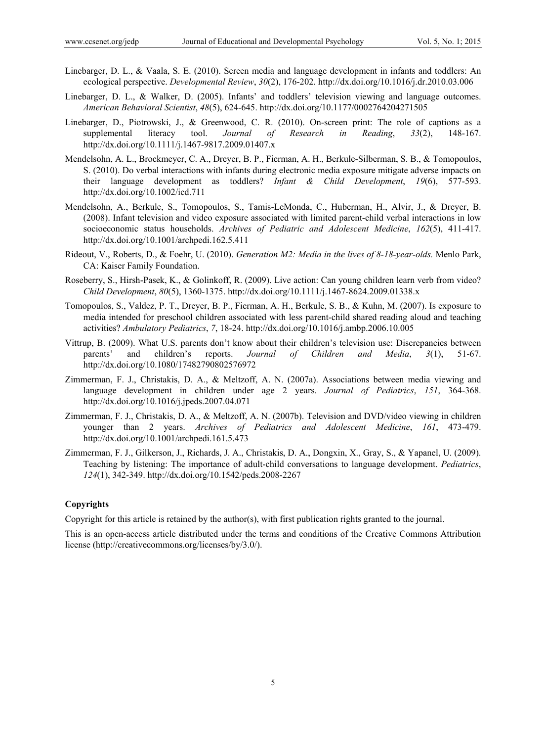Linebarger, D. L., & Vaala, S. E. (2010). Screen media and language development in infants and toddlers: An ecological perspective. *Developmental Review*, *30*(2), 176-202. http://dx.doi.org/10.1016/j.dr.2010.03.006

Linebarger, D. L., & Walker, D. (2005). Infants' and toddlers' television viewing and language outcomes. *American Behavioral Scientist*, *48*(5), 624-645. http://dx.doi.org/10.1177/0002764204271505

Linebarger, D., Piotrowski, J., & Greenwood, C. R. (2010). On-screen print: The role of captions as a supplemental literacy tool. *Journal of Research in Reading*, *33*(2), 148-167. http://dx.doi.org/10.1111/j.1467-9817.2009.01407.x

Mendelsohn, A. L., Brockmeyer, C. A., Dreyer, B. P., Fierman, A. H., Berkule-Silberman, S. B., & Tomopoulos, S. (2010). Do verbal interactions with infants during electronic media exposure mitigate adverse impacts on their language development as toddlers? *Infant & Child Development*, *19*(6), 577-593. http://dx.doi.org/10.1002/icd.711

Mendelsohn, A., Berkule, S., Tomopoulos, S., Tamis-LeMonda, C., Huberman, H., Alvir, J., & Dreyer, B. (2008). Infant television and video exposure associated with limited parent-child verbal interactions in low socioeconomic status households. *Archives of Pediatric and Adolescent Medicine*, *162*(5), 411-417. http://dx.doi.org/10.1001/archpedi.162.5.411

Rideout, V., Roberts, D., & Foehr, U. (2010). *Generation M2: Media in the lives of 8-18-year-olds.* Menlo Park, CA: Kaiser Family Foundation.

Roseberry, S., Hirsh-Pasek, K., & Golinkoff, R. (2009). Live action: Can young children learn verb from video? *Child Development*, *80*(5), 1360-1375. http://dx.doi.org/10.1111/j.1467-8624.2009.01338.x

Tomopoulos, S., Valdez, P. T., Dreyer, B. P., Fierman, A. H., Berkule, S. B., & Kuhn, M. (2007). Is exposure to media intended for preschool children associated with less parent-child shared reading aloud and teaching activities? *Ambulatory Pediatrics*, *7*, 18-24. http://dx.doi.org/10.1016/j.ambp.2006.10.005

Vittrup, B. (2009). What U.S. parents don't know about their children's television use: Discrepancies between parents' and children's reports. *Journal of Children and Media*, *3*(1), 51-67. http://dx.doi.org/10.1080/17482790802576972

Zimmerman, F. J., Christakis, D. A., & Meltzoff, A. N. (2007a). Associations between media viewing and language development in children under age 2 years. *Journal of Pediatrics*, *151*, 364-368. http://dx.doi.org/10.1016/j.jpeds.2007.04.071

Zimmerman, F. J., Christakis, D. A., & Meltzoff, A. N. (2007b). Television and DVD/video viewing in children younger than 2 years. *Archives of Pediatrics and Adolescent Medicine*, *161*, 473-479. http://dx.doi.org/10.1001/archpedi.161.5.473

Zimmerman, F. J., Gilkerson, J., Richards, J. A., Christakis, D. A., Dongxin, X., Gray, S., & Yapanel, U. (2009). Teaching by listening: The importance of adult-child conversations to language development. *Pediatrics*, *124*(1), 342-349. http://dx.doi.org/10.1542/peds.2008-2267

**Copyrights**

Copyright for this article is retained by the author(s), with first publication rights granted to the journal.

This is an open-access article distributed under the terms and conditions of the Creative Commons Attribution license (http://creativecommons.org/licenses/by/3.0/).